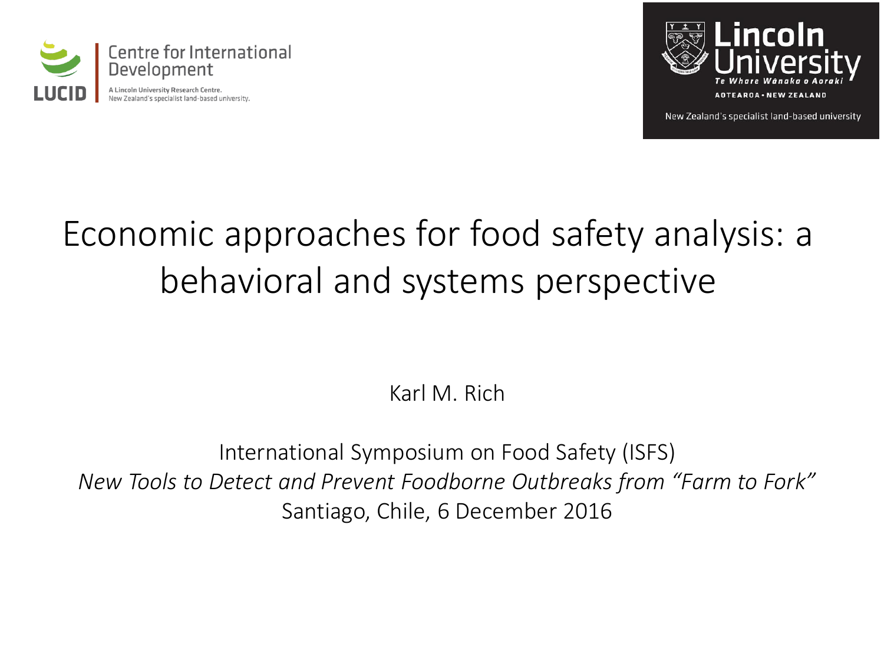Centre for International Development

LUCID

A Lincoln University Research Centre.
New Zealand's specialist land-based university.

Lincoln University
Te Whare Wānaka o Aoraki
AOTEAROA • NEW ZEALAND

New Zealand's specialist land-based university

# Economic approaches for food safety analysis: a behavioral and systems perspective

Karl M. Rich

International Symposium on Food Safety (ISFS)
*New Tools to Detect and Prevent Foodborne Outbreaks from "Farm to Fork"*
Santiago, Chile, 6 December 2016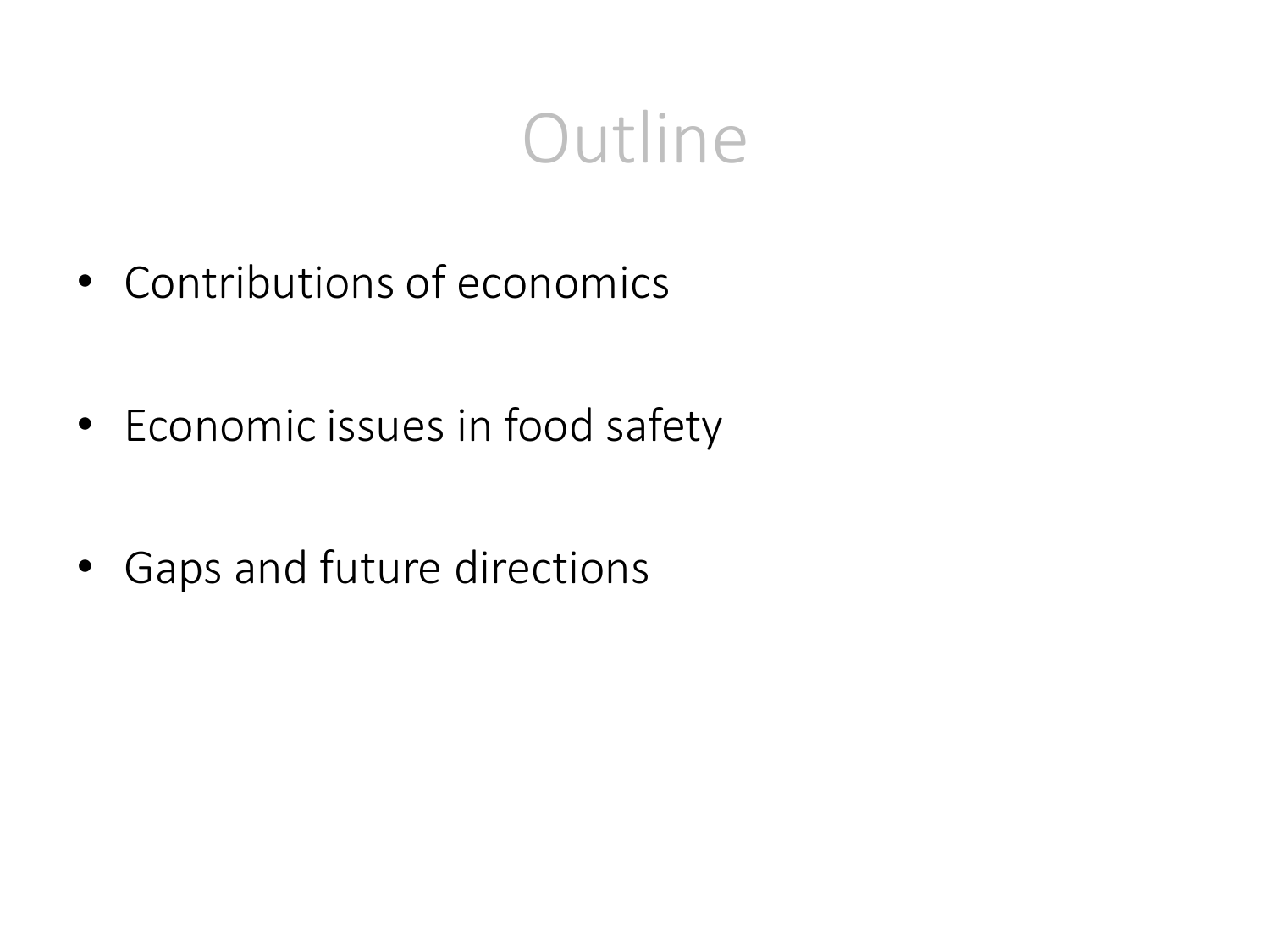# Outline

- Contributions of economics
- Economic issues in food safety
- Gaps and future directions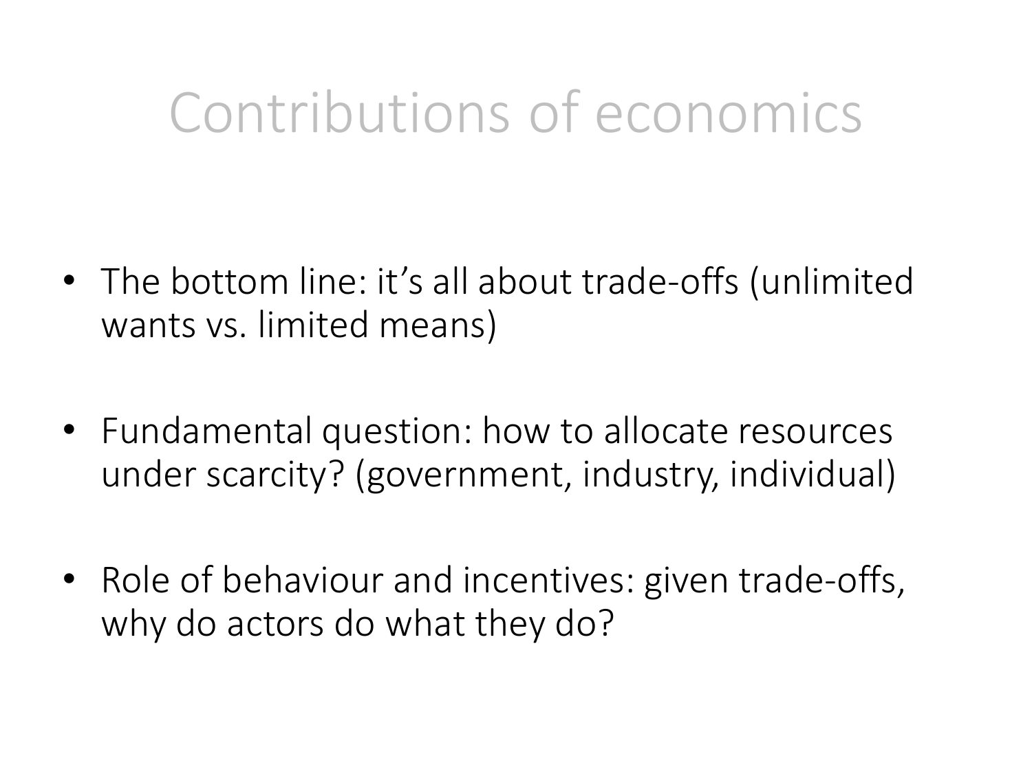# Contributions of economics

- The bottom line: it's all about trade-offs (unlimited wants vs. limited means)
- Fundamental question: how to allocate resources under scarcity? (government, industry, individual)
- Role of behaviour and incentives: given trade-offs, why do actors do what they do?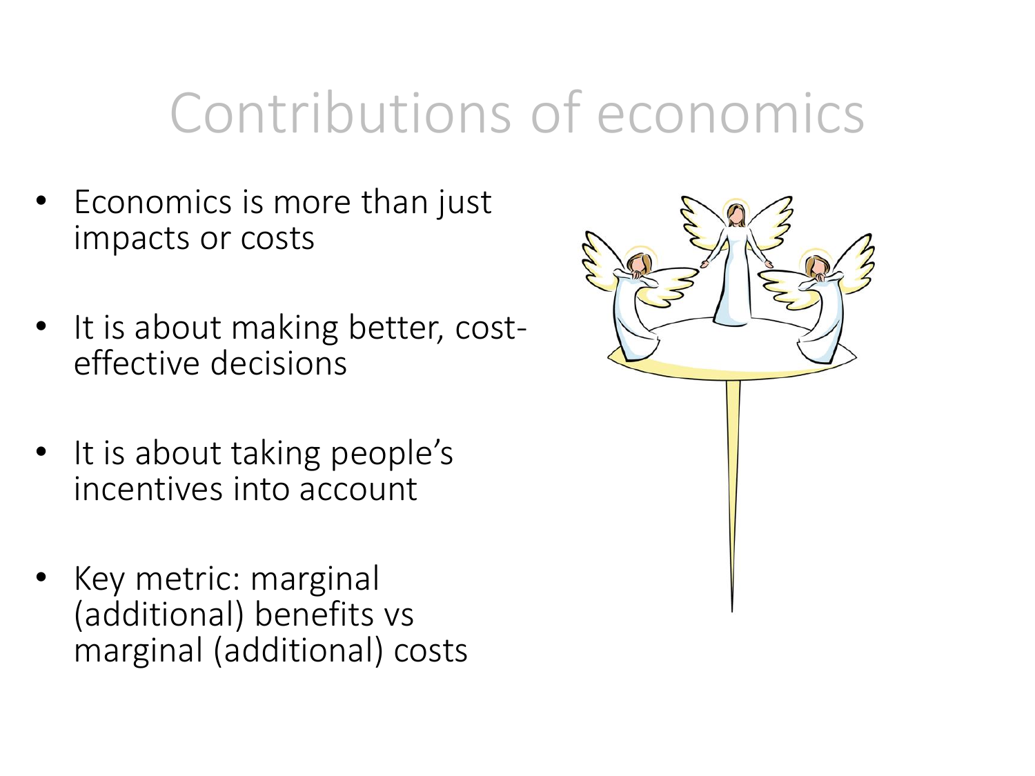# Contributions of economics

- Economics is more than just impacts or costs
- It is about making better, cost-effective decisions
- It is about taking people's incentives into account
- Key metric: marginal (additional) benefits vs marginal (additional) costs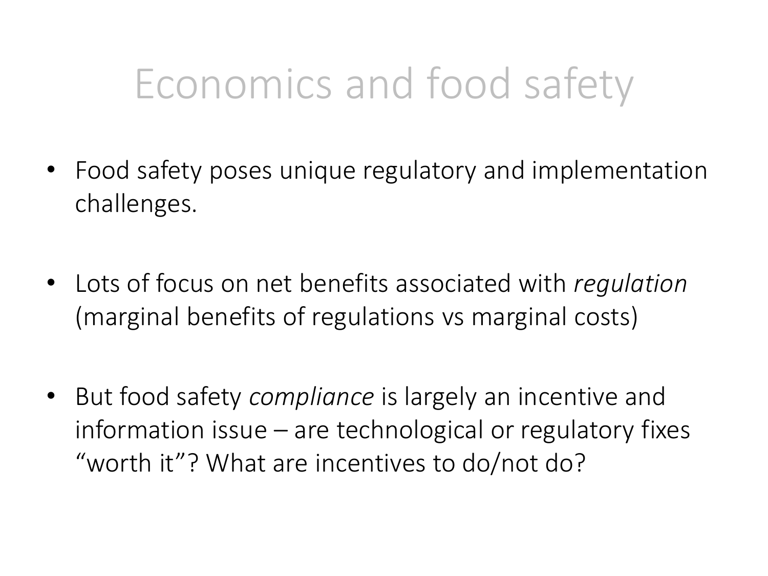# Economics and food safety

- Food safety poses unique regulatory and implementation challenges.
- Lots of focus on net benefits associated with *regulation* (marginal benefits of regulations vs marginal costs)
- But food safety *compliance* is largely an incentive and information issue – are technological or regulatory fixes "worth it"? What are incentives to do/not do?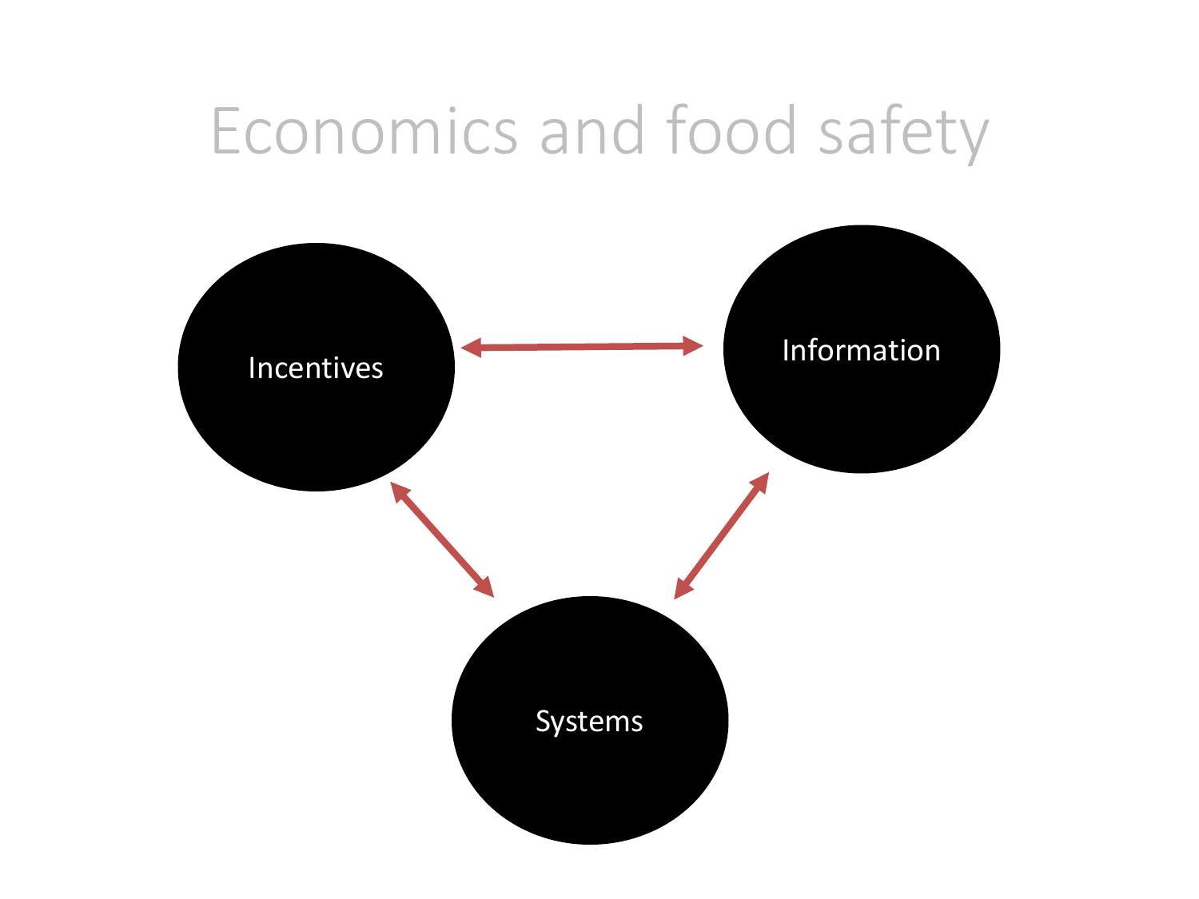# Economics and food safety

Incentives

Information

Systems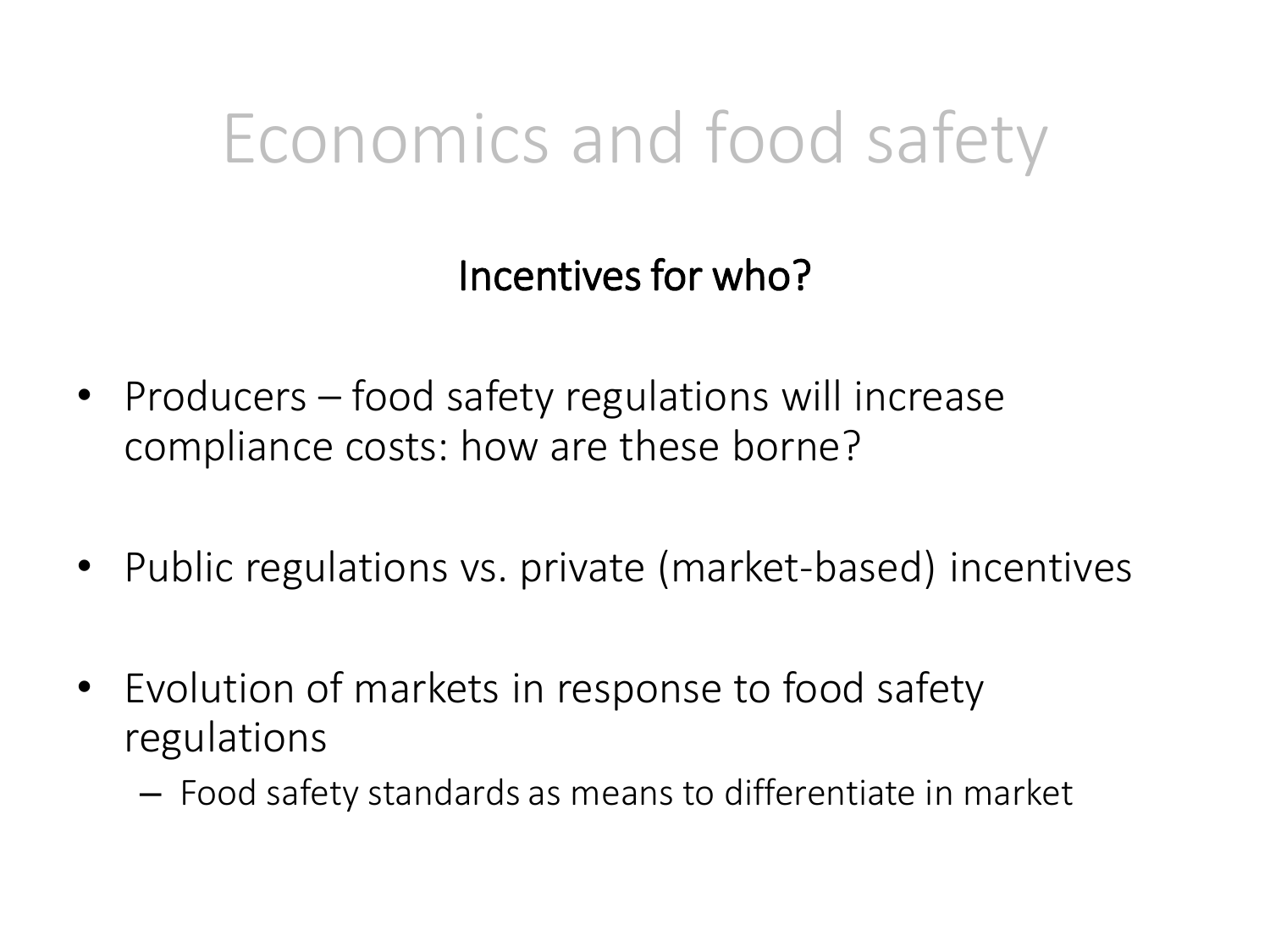# Economics and food safety

**Incentives for who?**

- Producers – food safety regulations will increase compliance costs: how are these borne?
- Public regulations vs. private (market-based) incentives
- Evolution of markets in response to food safety regulations
  - Food safety standards as means to differentiate in market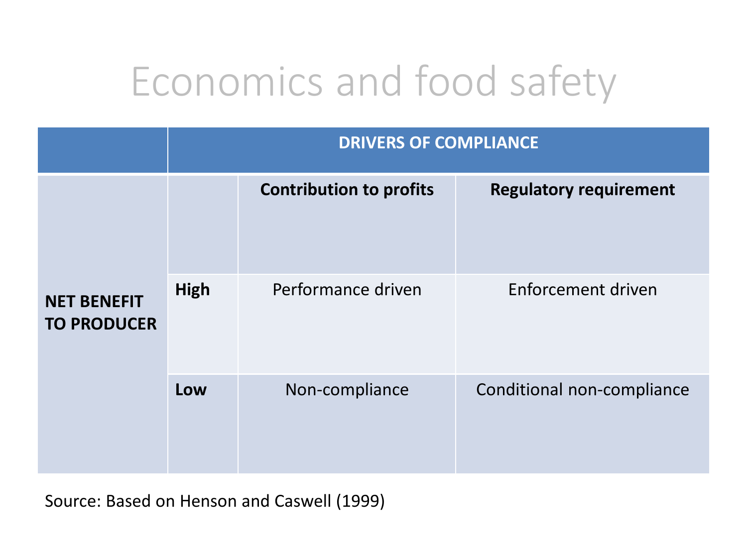# Economics and food safety

| | | DRIVERS OF COMPLIANCE | |
|---|---|---|---|
| **NET BENEFIT TO PRODUCER** | | **Contribution to profits** | **Regulatory requirement** |
| | **High** | Performance driven | Enforcement driven |
| | **Low** | Non-compliance | Conditional non-compliance |

Source: Based on Henson and Caswell (1999)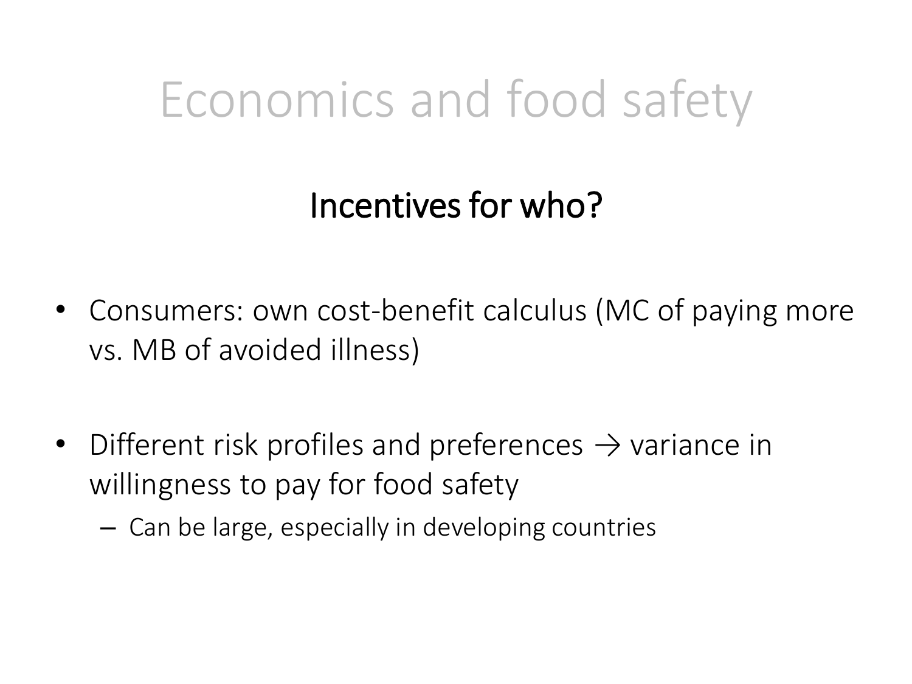# Economics and food safety

## Incentives for who?

- Consumers: own cost-benefit calculus (MC of paying more vs. MB of avoided illness)

- Different risk profiles and preferences → variance in willingness to pay for food safety
  - Can be large, especially in developing countries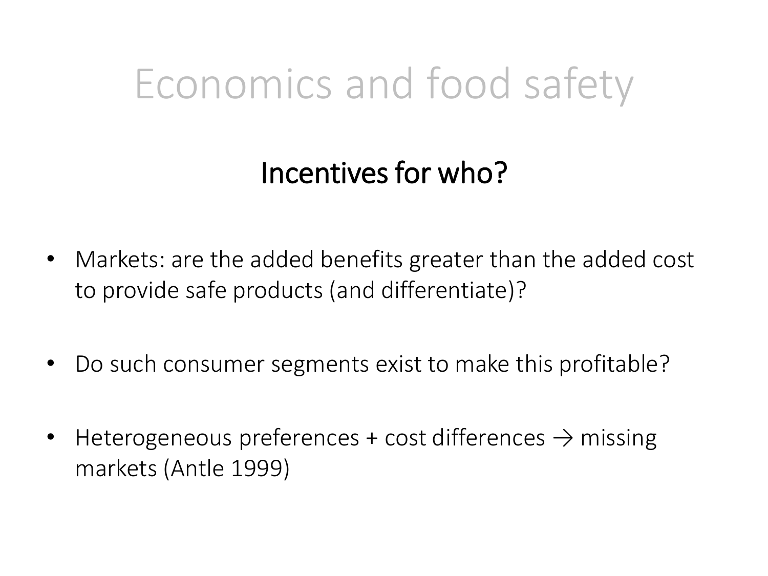# Economics and food safety

## Incentives for who?

- Markets: are the added benefits greater than the added cost to provide safe products (and differentiate)?

- Do such consumer segments exist to make this profitable?

- Heterogeneous preferences + cost differences → missing markets (Antle 1999)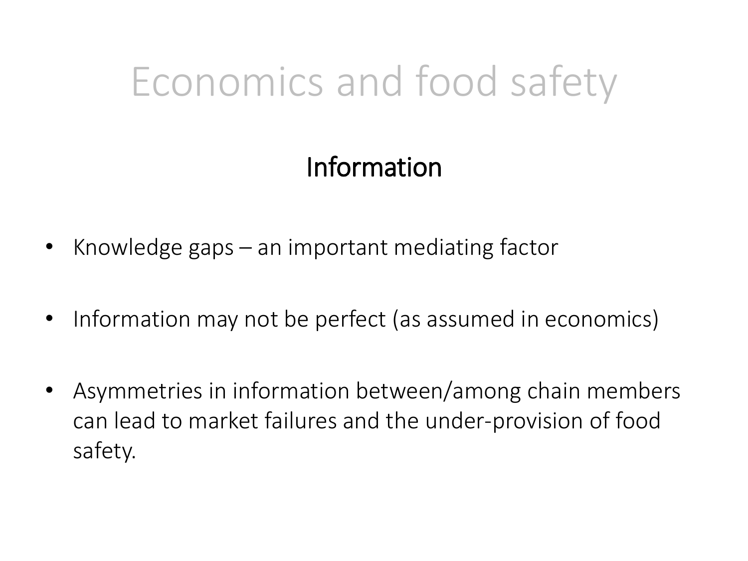# Economics and food safety

## Information

- Knowledge gaps – an important mediating factor
- Information may not be perfect (as assumed in economics)
- Asymmetries in information between/among chain members can lead to market failures and the under-provision of food safety.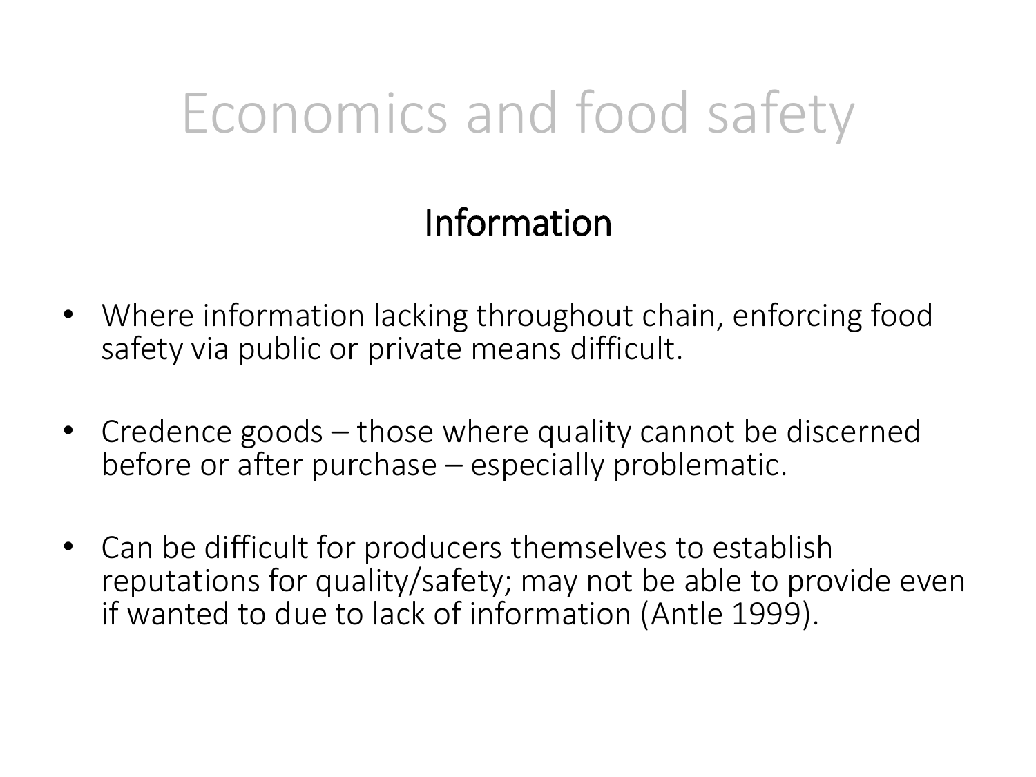# Economics and food safety

## Information

- Where information lacking throughout chain, enforcing food safety via public or private means difficult.
- Credence goods – those where quality cannot be discerned before or after purchase – especially problematic.
- Can be difficult for producers themselves to establish reputations for quality/safety; may not be able to provide even if wanted to due to lack of information (Antle 1999).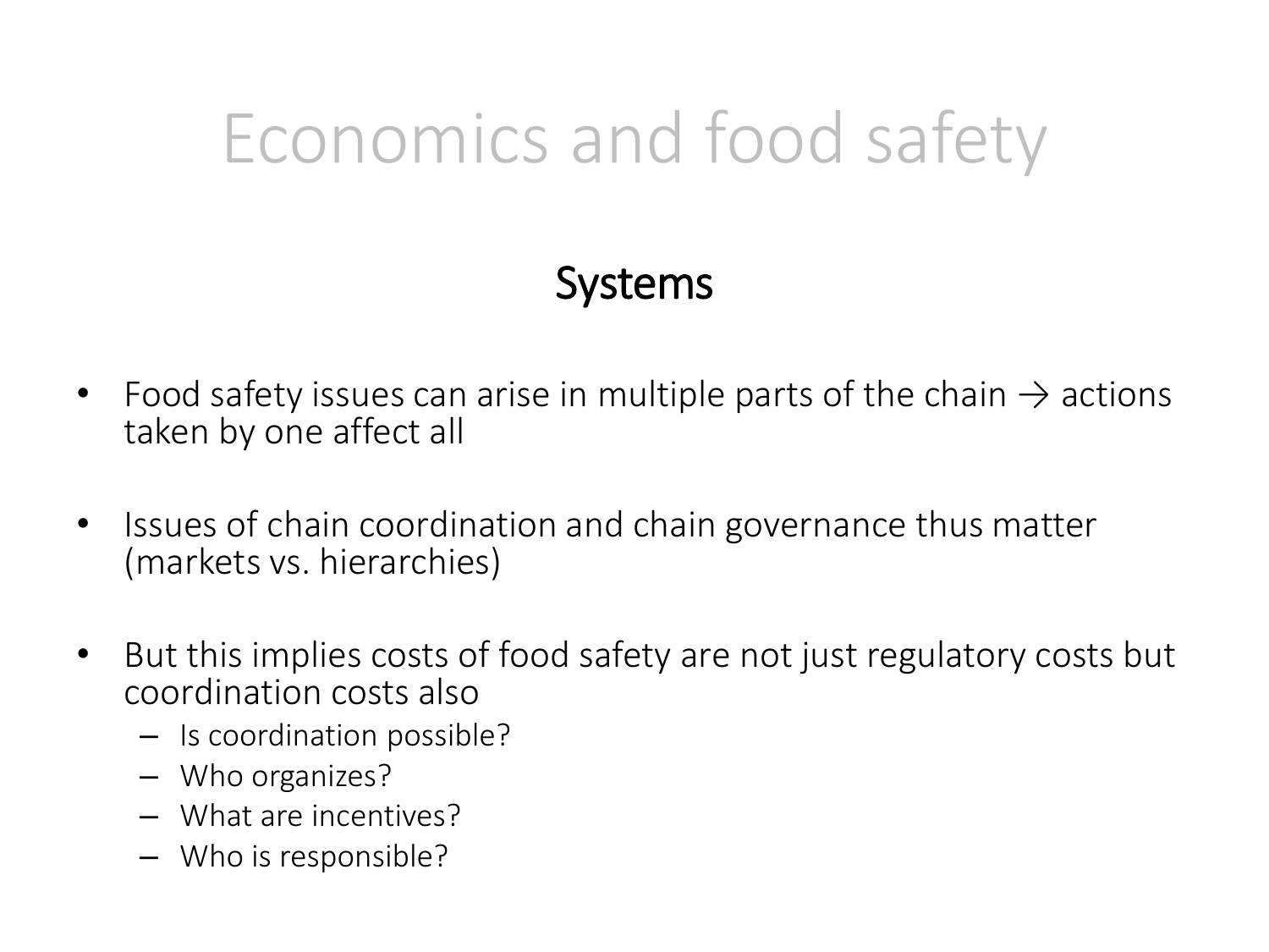# Economics and food safety

## Systems

- Food safety issues can arise in multiple parts of the chain → actions taken by one affect all
- Issues of chain coordination and chain governance thus matter (markets vs. hierarchies)
- But this implies costs of food safety are not just regulatory costs but coordination costs also
  - Is coordination possible?
  - Who organizes?
  - What are incentives?
  - Who is responsible?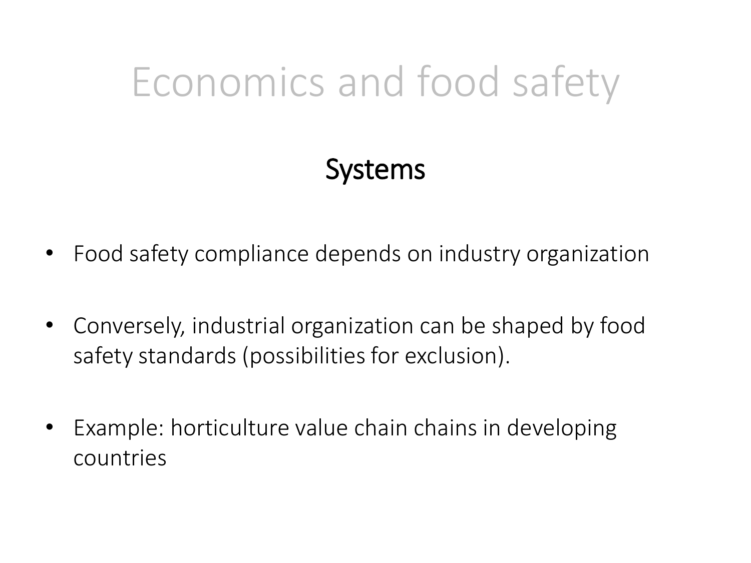# Economics and food safety

## Systems

- Food safety compliance depends on industry organization
- Conversely, industrial organization can be shaped by food safety standards (possibilities for exclusion).
- Example: horticulture value chain chains in developing countries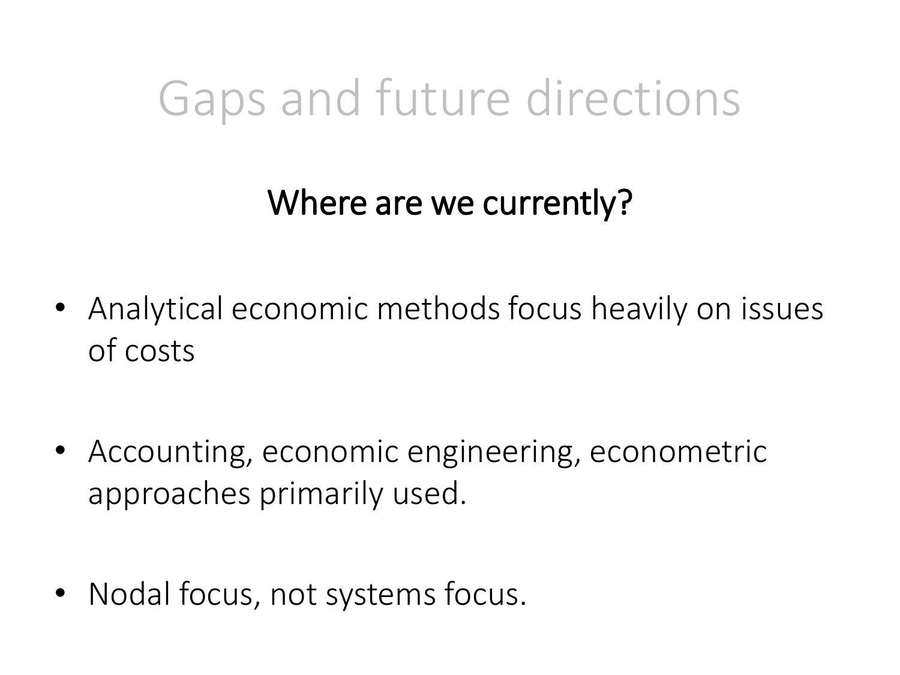# Gaps and future directions

## Where are we currently?

- Analytical economic methods focus heavily on issues of costs
- Accounting, economic engineering, econometric approaches primarily used.
- Nodal focus, not systems focus.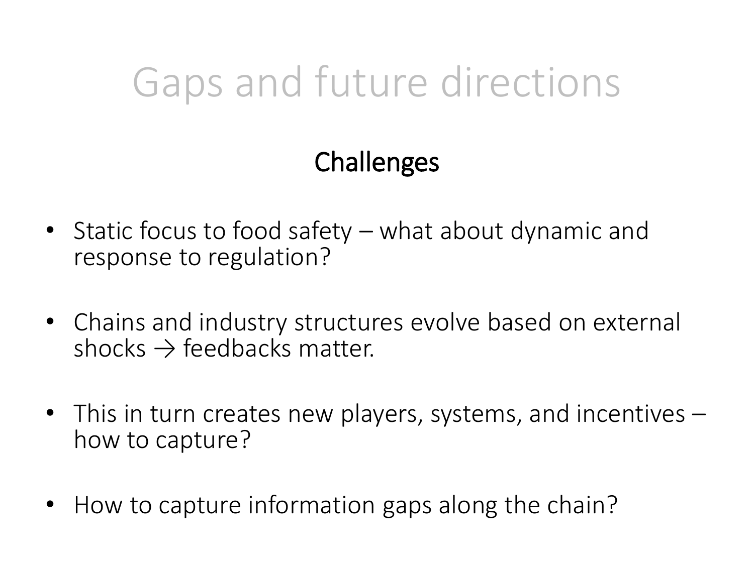# Gaps and future directions

## Challenges

- Static focus to food safety – what about dynamic and response to regulation?
- Chains and industry structures evolve based on external shocks → feedbacks matter.
- This in turn creates new players, systems, and incentives – how to capture?
- How to capture information gaps along the chain?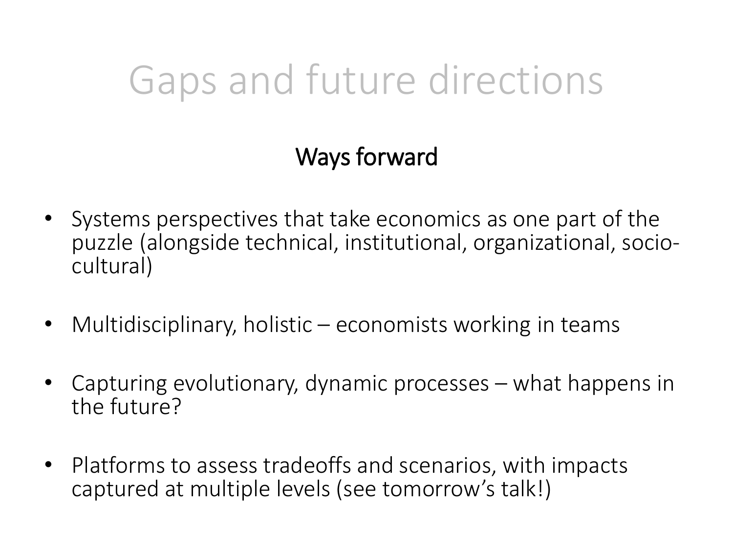# Gaps and future directions

## Ways forward

- Systems perspectives that take economics as one part of the puzzle (alongside technical, institutional, organizational, socio-cultural)
- Multidisciplinary, holistic – economists working in teams
- Capturing evolutionary, dynamic processes – what happens in the future?
- Platforms to assess tradeoffs and scenarios, with impacts captured at multiple levels (see tomorrow's talk!)